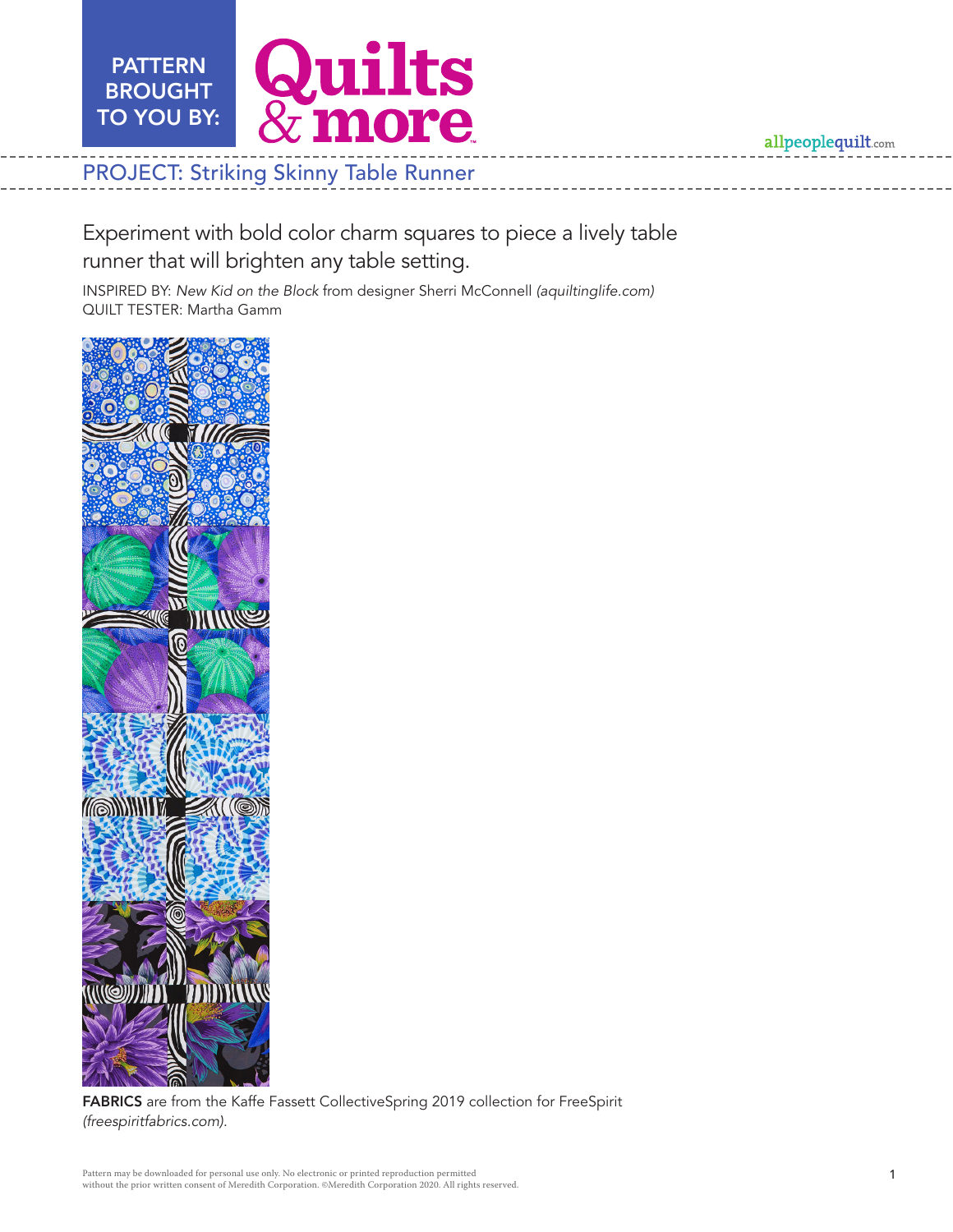PATTERN BROUGHT TO YOU BY: Quilts & more

allpeoplequilt.com

# PROJECT: Striking Skinny Table Runner

Experiment with bold color charm squares to piece a lively table runner that will brighten any table setting.

INSPIRED BY: *New Kid on the Block* from designer Sherri McConnell *(aquiltinglife.com)*
QUILT TESTER: Martha Gamm

**FABRICS** are from the Kaffe Fassett CollectiveSpring 2019 collection for FreeSpirit *(freespiritfabrics.com)*.

Pattern may be downloaded for personal use only. No electronic or printed reproduction permitted without the prior written consent of Meredith Corporation. ©Meredith Corporation 2020. All rights reserved.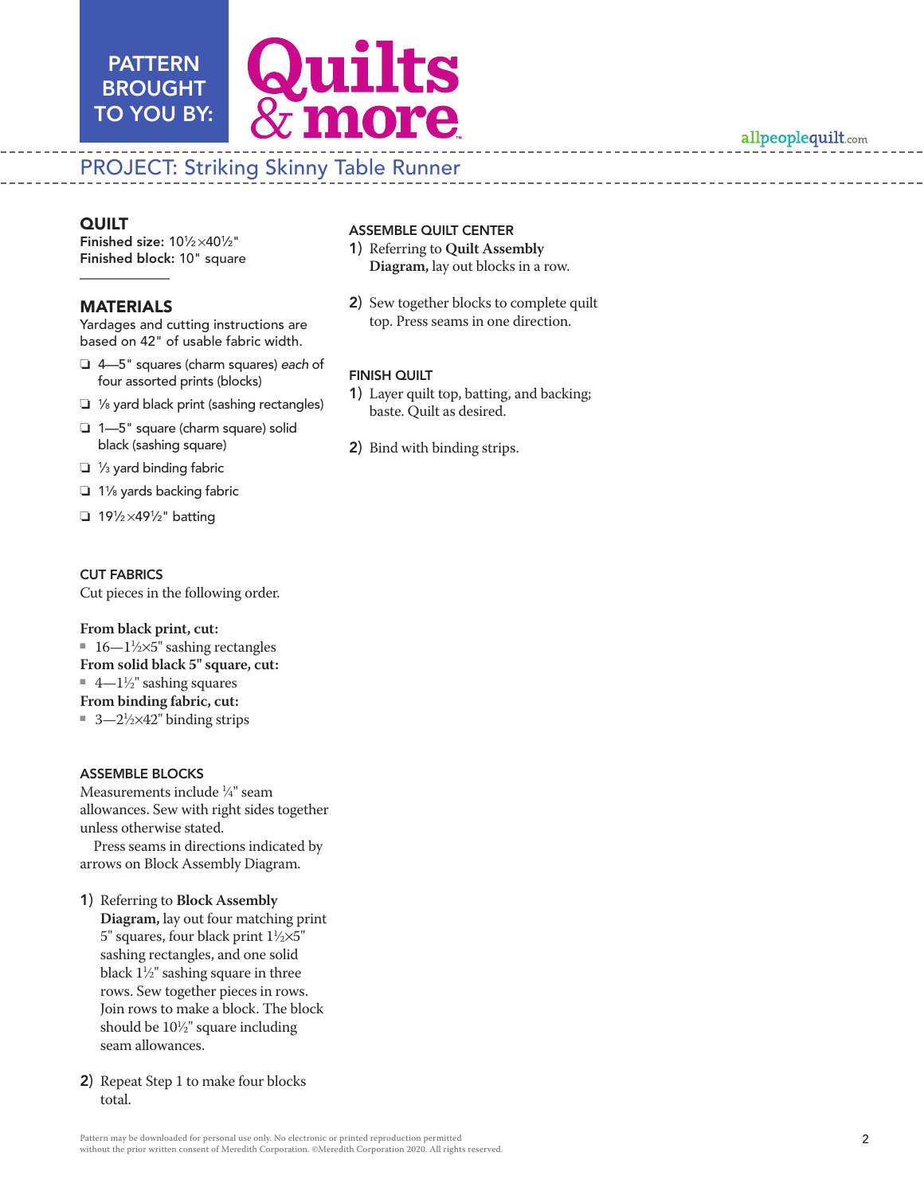PATTERN BROUGHT TO YOU BY: Quilts & more

allpeoplequilt.com

## PROJECT: Striking Skinny Table Runner

### QUILT

**Finished size:** 10½×40½"
**Finished block:** 10" square

### MATERIALS

Yardages and cutting instructions are based on 42" of usable fabric width.

- ❏ 4—5" squares (charm squares) *each* of four assorted prints (blocks)
- ❏ ⅛ yard black print (sashing rectangles)
- ❏ 1—5" square (charm square) solid black (sashing square)
- ❏ ⅓ yard binding fabric
- ❏ 1⅛ yards backing fabric
- ❏ 19½×49½" batting

### CUT FABRICS

Cut pieces in the following order.

**From black print, cut:**
- 16—1½×5" sashing rectangles

**From solid black 5" square, cut:**
- 4—1½" sashing squares

**From binding fabric, cut:**
- 3—2½×42" binding strips

### ASSEMBLE BLOCKS

Measurements include ¼" seam allowances. Sew with right sides together unless otherwise stated.

Press seams in directions indicated by arrows on Block Assembly Diagram.

1) Referring to **Block Assembly Diagram,** lay out four matching print 5" squares, four black print 1½×5" sashing rectangles, and one solid black 1½" sashing square in three rows. Sew together pieces in rows. Join rows to make a block. The block should be 10½" square including seam allowances.

2) Repeat Step 1 to make four blocks total.

### ASSEMBLE QUILT CENTER

1) Referring to **Quilt Assembly Diagram,** lay out blocks in a row.

2) Sew together blocks to complete quilt top. Press seams in one direction.

### FINISH QUILT

1) Layer quilt top, batting, and backing; baste. Quilt as desired.

2) Bind with binding strips.

Pattern may be downloaded for personal use only. No electronic or printed reproduction permitted without the prior written consent of Meredith Corporation. ©Meredith Corporation 2020. All rights reserved.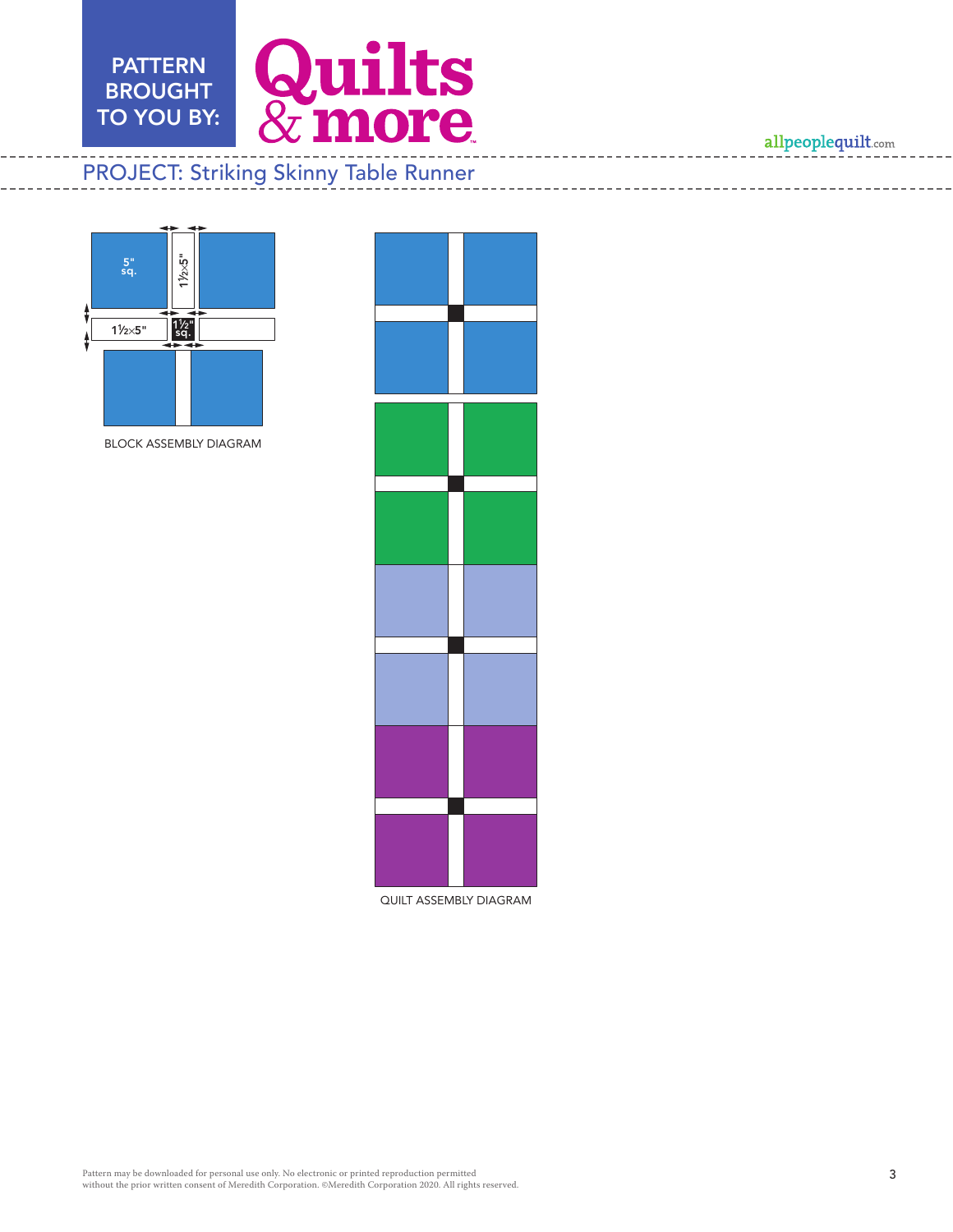PATTERN BROUGHT TO YOU BY: Quilts & more

allpeoplequilt.com

PROJECT: Striking Skinny Table Runner

5" sq.

1½×5"

1½×5"

1½" sq.

BLOCK ASSEMBLY DIAGRAM

QUILT ASSEMBLY DIAGRAM

Pattern may be downloaded for personal use only. No electronic or printed reproduction permitted without the prior written consent of Meredith Corporation. ©Meredith Corporation 2020. All rights reserved.